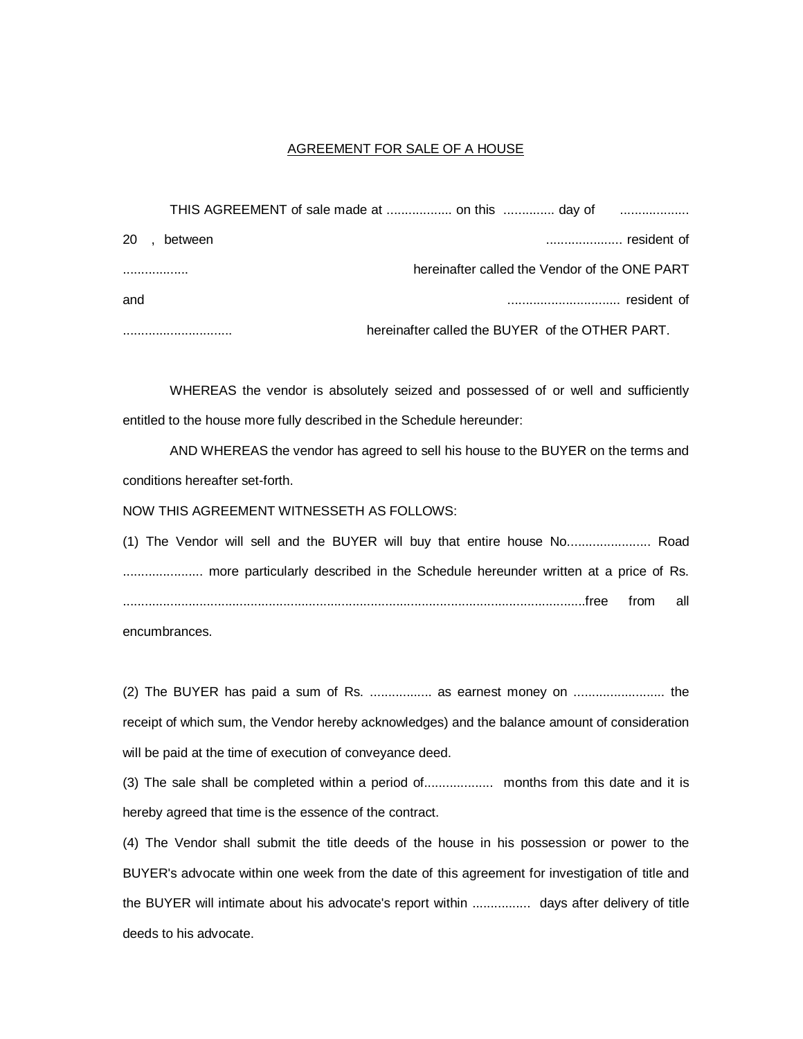<u>AGREEMENT FOR SALE OF A HOUSE</u>

THIS AGREEMENT of sale made at .................. on this .............. day of .................. 20 , between ..................... resident of .................. hereinafter called the Vendor of the ONE PART and .............................. resident of .............................. hereinafter called the BUYER of the OTHER PART.

WHEREAS the vendor is absolutely seized and possessed of or well and sufficiently entitled to the house more fully described in the Schedule hereunder:

AND WHEREAS the vendor has agreed to sell his house to the BUYER on the terms and conditions hereafter set-forth.

NOW THIS AGREEMENT WITNESSETH AS FOLLOWS:

(1) The Vendor will sell and the BUYER will buy that entire house No....................... Road ...................... more particularly described in the Schedule hereunder written at a price of Rs. ..............................................................................................................................free from all encumbrances.

(2) The BUYER has paid a sum of Rs. ................. as earnest money on ......................... the receipt of which sum, the Vendor hereby acknowledges) and the balance amount of consideration will be paid at the time of execution of conveyance deed.

(3) The sale shall be completed within a period of................... months from this date and it is hereby agreed that time is the essence of the contract.

(4) The Vendor shall submit the title deeds of the house in his possession or power to the BUYER's advocate within one week from the date of this agreement for investigation of title and the BUYER will intimate about his advocate's report within ................ days after delivery of title deeds to his advocate.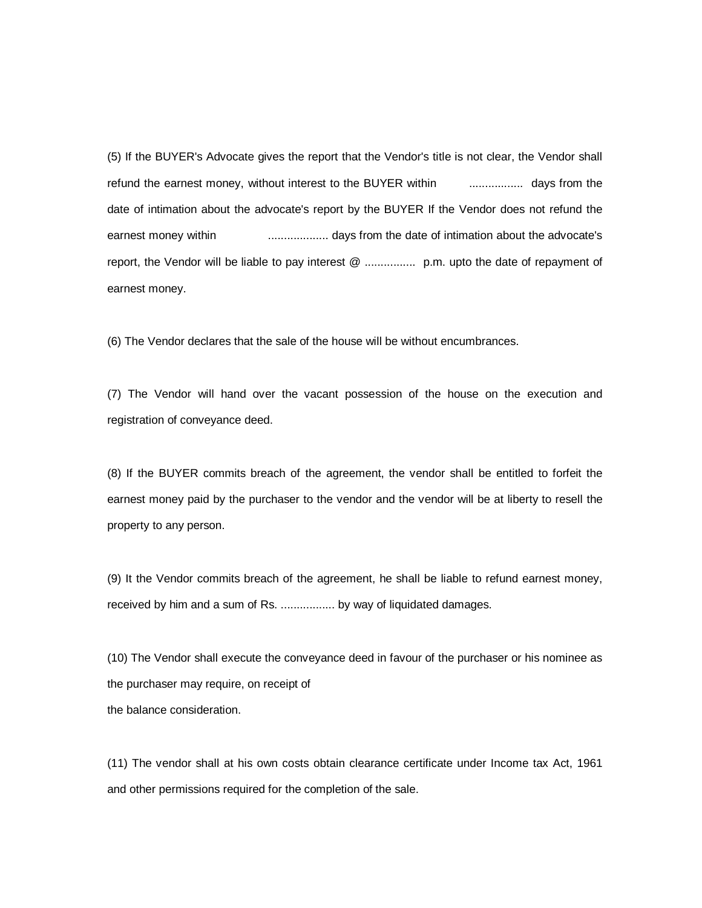(5) If the BUYER's Advocate gives the report that the Vendor's title is not clear, the Vendor shall refund the earnest money, without interest to the BUYER within ................. days from the date of intimation about the advocate's report by the BUYER If the Vendor does not refund the earnest money within .................. days from the date of intimation about the advocate's report, the Vendor will be liable to pay interest @ ................ p.m. upto the date of repayment of earnest money.

(6) The Vendor declares that the sale of the house will be without encumbrances.

(7) The Vendor will hand over the vacant possession of the house on the execution and registration of conveyance deed.

(8) If the BUYER commits breach of the agreement, the vendor shall be entitled to forfeit the earnest money paid by the purchaser to the vendor and the vendor will be at liberty to resell the property to any person.

(9) It the Vendor commits breach of the agreement, he shall be liable to refund earnest money, received by him and a sum of Rs. ................. by way of liquidated damages.

(10) The Vendor shall execute the conveyance deed in favour of the purchaser or his nominee as the purchaser may require, on receipt of
the balance consideration.

(11) The vendor shall at his own costs obtain clearance certificate under Income tax Act, 1961 and other permissions required for the completion of the sale.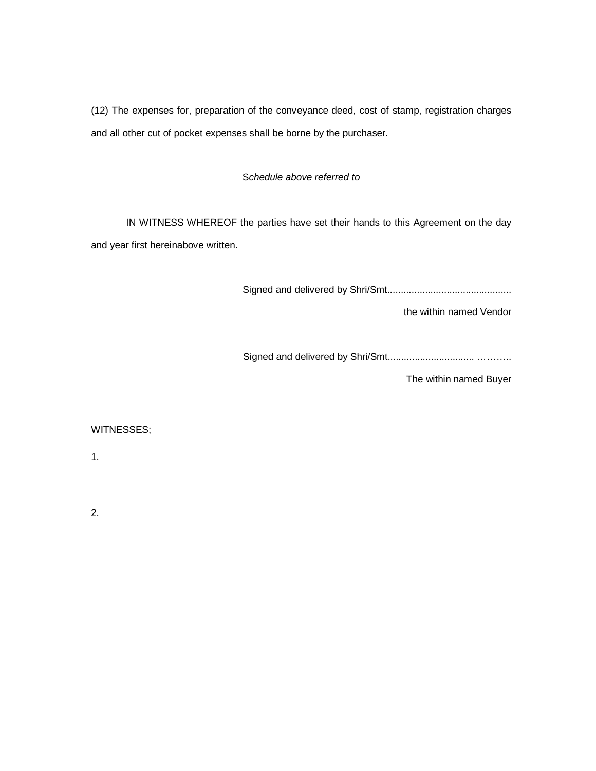(12) The expenses for, preparation of the conveyance deed, cost of stamp, registration charges and all other cut of pocket expenses shall be borne by the purchaser.

S*chedule above referred to*

IN WITNESS WHEREOF the parties have set their hands to this Agreement on the day and year first hereinabove written.

Signed and delivered by Shri/Smt.............................................

the within named Vendor

Signed and delivered by Shri/Smt............................... ………..

The within named Buyer

WITNESSES;

1.

2.